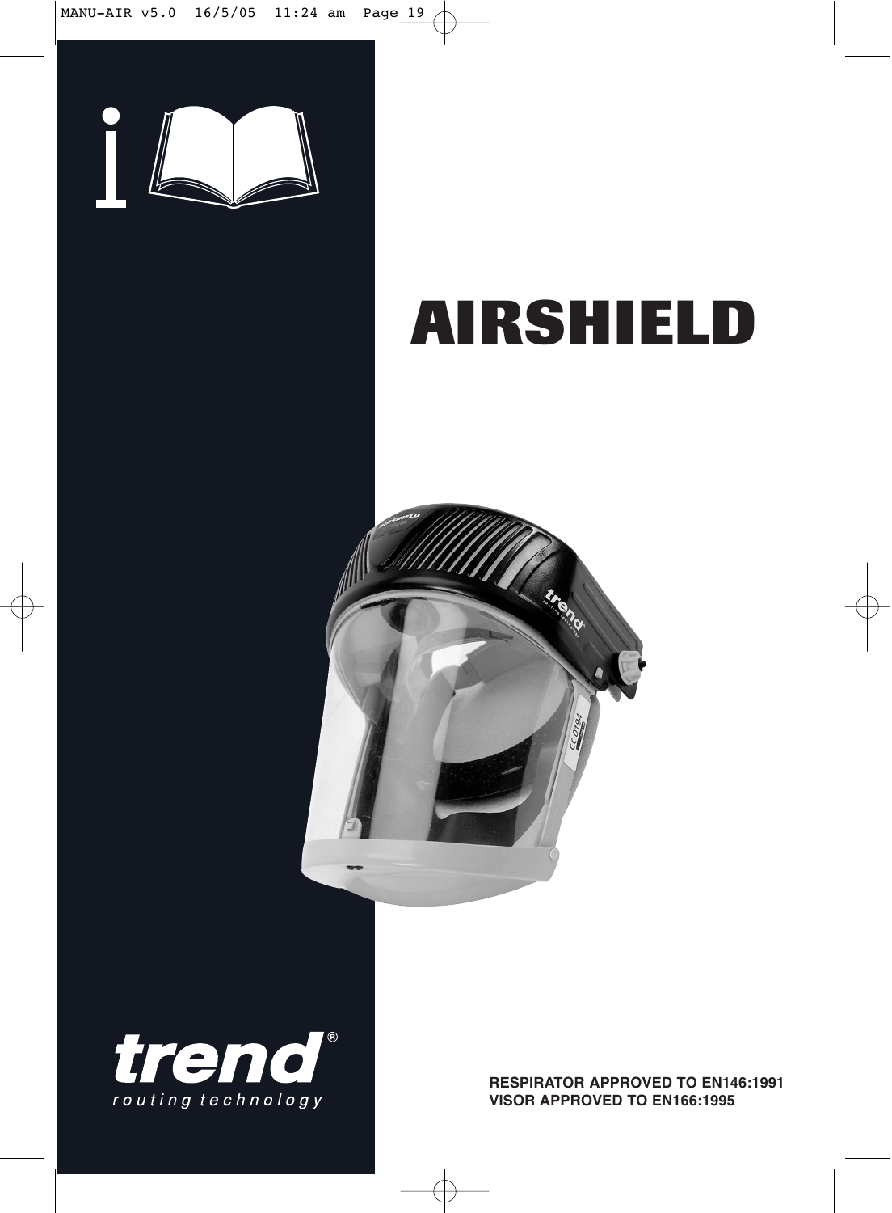# AIRSHIELD

**trend**®
*routing technology*

**RESPIRATOR APPROVED TO EN146:1991**
**VISOR APPROVED TO EN166:1995**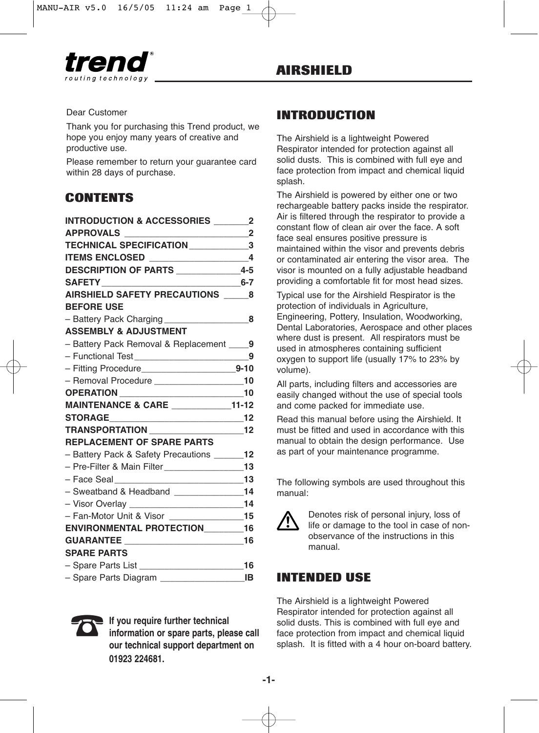# AIRSHIELD

Dear Customer

Thank you for purchasing this Trend product, we hope you enjoy many years of creative and productive use.

Please remember to return your guarantee card within 28 days of purchase.

## CONTENTS

**INTRODUCTION & ACCESSORIES** ______ **2**
**APPROVALS** ______ **2**
**TECHNICAL SPECIFICATION** ______ **3**
**ITEMS ENCLOSED** ______ **4**
**DESCRIPTION OF PARTS** ______ **4-5**
**SAFETY** ______ **6-7**
**AIRSHIELD SAFETY PRECAUTIONS** ______ **8**
**BEFORE USE**
– Battery Pack Charging ______ **8**
**ASSEMBLY & ADJUSTMENT**
– Battery Pack Removal & Replacement ______ **9**
– Functional Test ______ **9**
– Fitting Procedure ______ **9-10**
– Removal Procedure ______ **10**
**OPERATION** ______ **10**
**MAINTENANCE & CARE** ______ **11-12**
**STORAGE** ______ **12**
**TRANSPORTATION** ______ **12**
**REPLACEMENT OF SPARE PARTS**
– Battery Pack & Safety Precautions ______ **12**
– Pre-Filter & Main Filter ______ **13**
– Face Seal ______ **13**
– Sweatband & Headband ______ **14**
– Visor Overlay ______ **14**
– Fan-Motor Unit & Visor ______ **15**
**ENVIRONMENTAL PROTECTION** ______ **16**
**GUARANTEE** ______ **16**
**SPARE PARTS**
– Spare Parts List ______ **16**
– Spare Parts Diagram ______ **IB**

**If you require further technical information or spare parts, please call our technical support department on 01923 224681.**

## INTRODUCTION

The Airshield is a lightweight Powered Respirator intended for protection against all solid dusts. This is combined with full eye and face protection from impact and chemical liquid splash.

The Airshield is powered by either one or two rechargeable battery packs inside the respirator. Air is filtered through the respirator to provide a constant flow of clean air over the face. A soft face seal ensures positive pressure is maintained within the visor and prevents debris or contaminated air entering the visor area. The visor is mounted on a fully adjustable headband providing a comfortable fit for most head sizes.

Typical use for the Airshield Respirator is the protection of individuals in Agriculture, Engineering, Pottery, Insulation, Woodworking, Dental Laboratories, Aerospace and other places where dust is present. All respirators must be used in atmospheres containing sufficient oxygen to support life (usually 17% to 23% by volume).

All parts, including filters and accessories are easily changed without the use of special tools and come packed for immediate use.

Read this manual before using the Airshield. It must be fitted and used in accordance with this manual to obtain the design performance. Use as part of your maintenance programme.

The following symbols are used throughout this manual:

⚠ Denotes risk of personal injury, loss of life or damage to the tool in case of non-observance of the instructions in this manual.

## INTENDED USE

The Airshield is a lightweight Powered Respirator intended for protection against all solid dusts. This is combined with full eye and face protection from impact and chemical liquid splash. It is fitted with a 4 hour on-board battery.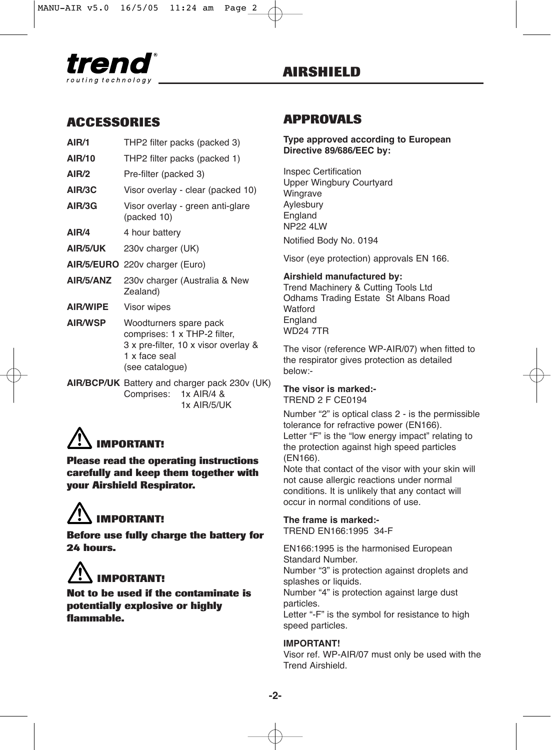## ACCESSORIES

| | |
|---|---|
| **AIR/1** | THP2 filter packs (packed 3) |
| **AIR/10** | THP2 filter packs (packed 1) |
| **AIR/2** | Pre-filter (packed 3) |
| **AIR/3C** | Visor overlay - clear (packed 10) |
| **AIR/3G** | Visor overlay - green anti-glare (packed 10) |
| **AIR/4** | 4 hour battery |
| **AIR/5/UK** | 230v charger (UK) |
| **AIR/5/EURO** | 220v charger (Euro) |
| **AIR/5/ANZ** | 230v charger (Australia & New Zealand) |
| **AIR/WIPE** | Visor wipes |
| **AIR/WSP** | Woodturners spare pack comprises: 1 x THP-2 filter, 3 x pre-filter, 10 x visor overlay & 1 x face seal (see catalogue) |
| **AIR/BCP/UK** | Battery and charger pack 230v (UK) Comprises: 1x AIR/4 & 1x AIR/5/UK |

### ⚠ IMPORTANT!

**Please read the operating instructions carefully and keep them together with your Airshield Respirator.**

### ⚠ IMPORTANT!

**Before use fully charge the battery for 24 hours.**

### ⚠ IMPORTANT!

**Not to be used if the contaminate is potentially explosive or highly flammable.**

## APPROVALS

**Type approved according to European Directive 89/686/EEC by:**

Inspec Certification
Upper Wingbury Courtyard
Wingrave
Aylesbury
England
NP22 4LW

Notified Body No. 0194

Visor (eye protection) approvals EN 166.

**Airshield manufactured by:**
Trend Machinery & Cutting Tools Ltd
Odhams Trading Estate St Albans Road
Watford
England
WD24 7TR

The visor (reference WP-AIR/07) when fitted to the respirator gives protection as detailed below:-

**The visor is marked:-**
TREND 2 F CE0194

Number “2” is optical class 2 - is the permissible tolerance for refractive power (EN166).
Letter “F” is the “low energy impact” relating to the protection against high speed particles (EN166).
Note that contact of the visor with your skin will not cause allergic reactions under normal conditions. It is unlikely that any contact will occur in normal conditions of use.

**The frame is marked:-**
TREND EN166:1995 34-F

EN166:1995 is the harmonised European Standard Number.
Number “3” is protection against droplets and splashes or liquids.
Number “4” is protection against large dust particles.
Letter “-F” is the symbol for resistance to high speed particles.

**IMPORTANT!**
Visor ref. WP-AIR/07 must only be used with the Trend Airshield.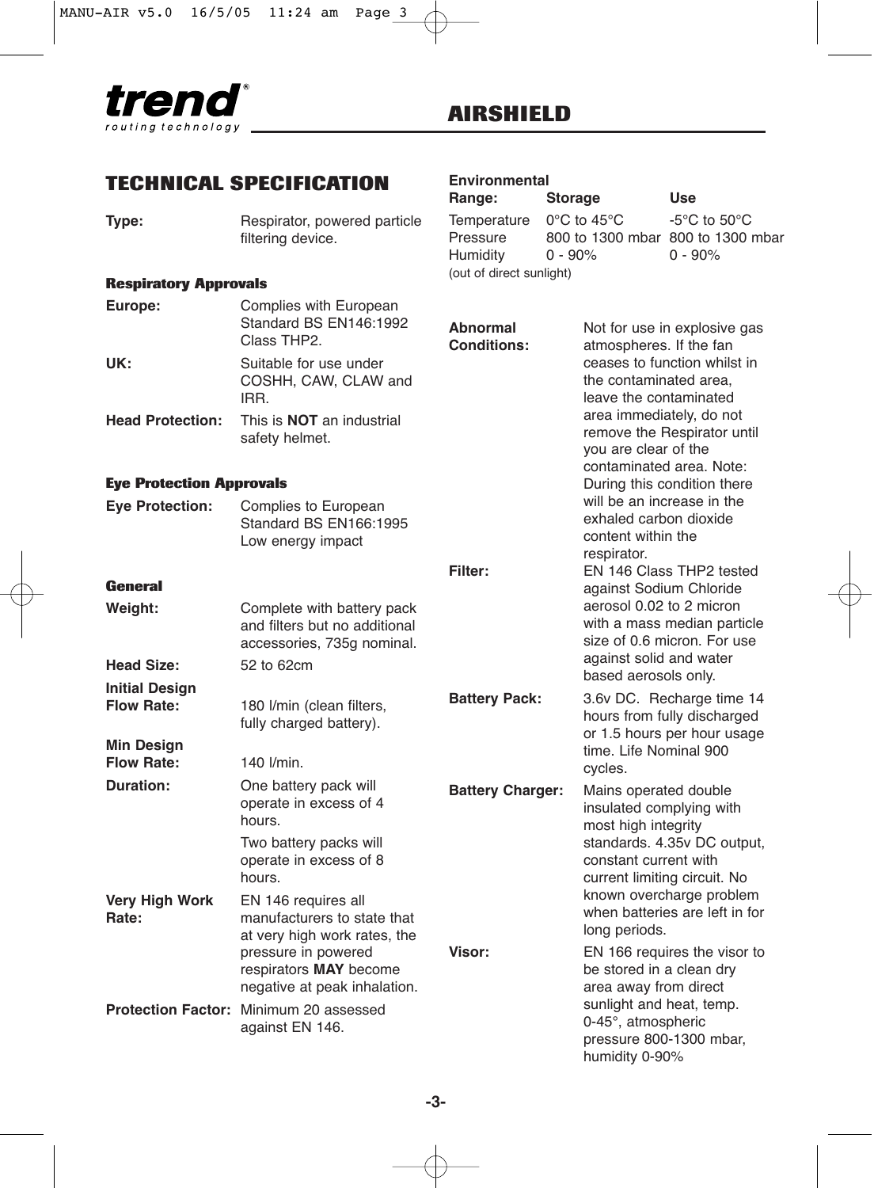## AIRSHIELD

## TECHNICAL SPECIFICATION

**Type:** Respirator, powered particle filtering device.

#### Respiratory Approvals

**Europe:** Complies with European Standard BS EN146:1992 Class THP2.

**UK:** Suitable for use under COSHH, CAW, CLAW and IRR.

**Head Protection:** This is **NOT** an industrial safety helmet.

#### Eye Protection Approvals

**Eye Protection:** Complies to European Standard BS EN166:1995 Low energy impact

#### General

**Weight:** Complete with battery pack and filters but no additional accessories, 735g nominal.

**Head Size:** 52 to 62cm

**Initial Design Flow Rate:** 180 l/min (clean filters, fully charged battery).

**Min Design Flow Rate:** 140 l/min.

**Duration:** One battery pack will operate in excess of 4 hours.

Two battery packs will operate in excess of 8 hours.

**Very High Work Rate:** EN 146 requires all manufacturers to state that at very high work rates, the pressure in powered respirators **MAY** become negative at peak inhalation.

**Protection Factor:** Minimum 20 assessed against EN 146.

**Environmental**

| **Range:** | **Storage** | **Use** |
|---|---|---|
| Temperature | 0°C to 45°C | -5°C to 50°C |
| Pressure | 800 to 1300 mbar | 800 to 1300 mbar |
| Humidity | 0 - 90% | 0 - 90% |

(out of direct sunlight)

**Abnormal Conditions:** Not for use in explosive gas atmospheres. If the fan ceases to function whilst in the contaminated area, leave the contaminated area immediately, do not remove the Respirator until you are clear of the contaminated area. Note: During this condition there will be an increase in the exhaled carbon dioxide content within the respirator.

**Filter:** EN 146 Class THP2 tested against Sodium Chloride aerosol 0.02 to 2 micron with a mass median particle size of 0.6 micron. For use against solid and water based aerosols only.

**Battery Pack:** 3.6v DC. Recharge time 14 hours from fully discharged or 1.5 hours per hour usage time. Life Nominal 900 cycles.

**Battery Charger:** Mains operated double insulated complying with most high integrity standards. 4.35v DC output, constant current with current limiting circuit. No known overcharge problem when batteries are left in for long periods.

**Visor:** EN 166 requires the visor to be stored in a clean dry area away from direct sunlight and heat, temp. 0-45°, atmospheric pressure 800-1300 mbar, humidity 0-90%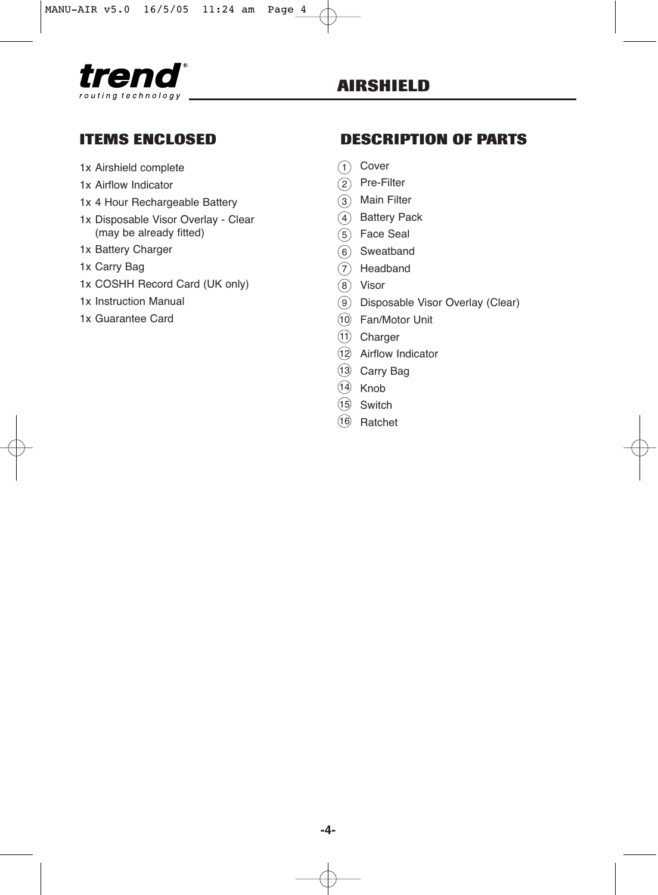# AIRSHIELD

## ITEMS ENCLOSED

1x Airshield complete

1x Airflow Indicator

1x 4 Hour Rechargeable Battery

1x Disposable Visor Overlay - Clear (may be already fitted)

1x Battery Charger

1x Carry Bag

1x COSHH Record Card (UK only)

1x Instruction Manual

1x Guarantee Card

## DESCRIPTION OF PARTS

1. Cover
2. Pre-Filter
3. Main Filter
4. Battery Pack
5. Face Seal
6. Sweatband
7. Headband
8. Visor
9. Disposable Visor Overlay (Clear)
10. Fan/Motor Unit
11. Charger
12. Airflow Indicator
13. Carry Bag
14. Knob
15. Switch
16. Ratchet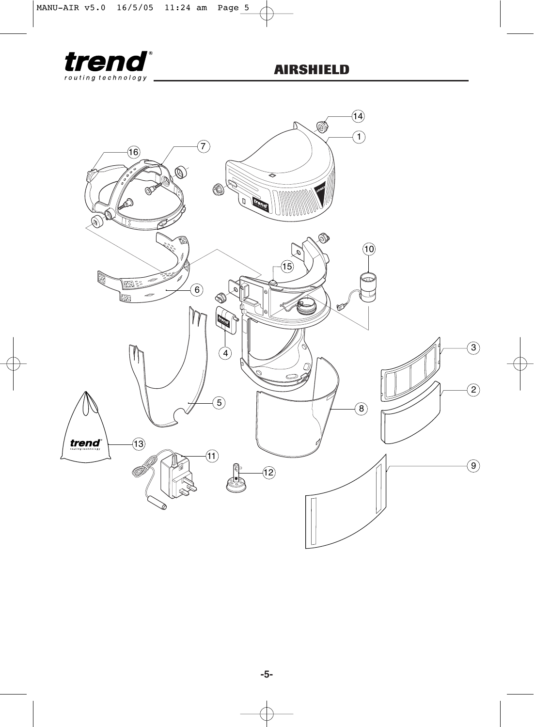# AIRSHIELD

14

1

16

7

10

15

6

4

3

2

5

8

13

11

12

9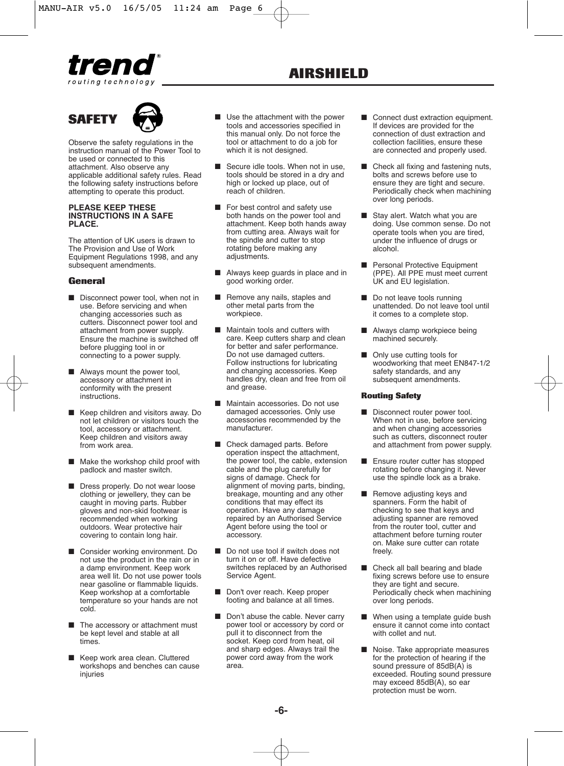# AIRSHIELD

## SAFETY

Observe the safety regulations in the instruction manual of the Power Tool to be used or connected to this attachment. Also observe any applicable additional safety rules. Read the following safety instructions before attempting to operate this product.

**PLEASE KEEP THESE INSTRUCTIONS IN A SAFE PLACE.**

The attention of UK users is drawn to The Provision and Use of Work Equipment Regulations 1998, and any subsequent amendments.

### General

- Disconnect power tool, when not in use. Before servicing and when changing accessories such as cutters. Disconnect power tool and attachment from power supply. Ensure the machine is switched off before plugging tool in or connecting to a power supply.
- Always mount the power tool, accessory or attachment in conformity with the present instructions.
- Keep children and visitors away. Do not let children or visitors touch the tool, accessory or attachment. Keep children and visitors away from work area.
- Make the workshop child proof with padlock and master switch.
- Dress properly. Do not wear loose clothing or jewellery, they can be caught in moving parts. Rubber gloves and non-skid footwear is recommended when working outdoors. Wear protective hair covering to contain long hair.
- Consider working environment. Do not use the product in the rain or in a damp environment. Keep work area well lit. Do not use power tools near gasoline or flammable liquids. Keep workshop at a comfortable temperature so your hands are not cold.
- The accessory or attachment must be kept level and stable at all times.
- Keep work area clean. Cluttered workshops and benches can cause injuries
- Use the attachment with the power tools and accessories specified in this manual only. Do not force the tool or attachment to do a job for which it is not designed.
- Secure idle tools. When not in use, tools should be stored in a dry and high or locked up place, out of reach of children.
- For best control and safety use both hands on the power tool and attachment. Keep both hands away from cutting area. Always wait for the spindle and cutter to stop rotating before making any adjustments.
- Always keep guards in place and in good working order.
- Remove any nails, staples and other metal parts from the workpiece.
- Maintain tools and cutters with care. Keep cutters sharp and clean for better and safer performance. Do not use damaged cutters. Follow instructions for lubricating and changing accessories. Keep handles dry, clean and free from oil and grease.
- Maintain accessories. Do not use damaged accessories. Only use accessories recommended by the manufacturer.
- Check damaged parts. Before operation inspect the attachment, the power tool, the cable, extension cable and the plug carefully for signs of damage. Check for alignment of moving parts, binding, breakage, mounting and any other conditions that may effect its operation. Have any damage repaired by an Authorised Service Agent before using the tool or accessory.
- Do not use tool if switch does not turn it on or off. Have defective switches replaced by an Authorised Service Agent.
- Don't over reach. Keep proper footing and balance at all times.
- Don't abuse the cable. Never carry power tool or accessory by cord or pull it to disconnect from the socket. Keep cord from heat, oil and sharp edges. Always trail the power cord away from the work area.
- Connect dust extraction equipment. If devices are provided for the connection of dust extraction and collection facilities, ensure these are connected and properly used.
- Check all fixing and fastening nuts, bolts and screws before use to ensure they are tight and secure. Periodically check when machining over long periods.
- Stay alert. Watch what you are doing. Use common sense. Do not operate tools when you are tired, under the influence of drugs or alcohol.
- Personal Protective Equipment (PPE). All PPE must meet current UK and EU legislation.
- Do not leave tools running unattended. Do not leave tool until it comes to a complete stop.
- Always clamp workpiece being machined securely.
- Only use cutting tools for woodworking that meet EN847-1/2 safety standards, and any subsequent amendments.

### Routing Safety

- Disconnect router power tool. When not in use, before servicing and when changing accessories such as cutters, disconnect router and attachment from power supply.
- Ensure router cutter has stopped rotating before changing it. Never use the spindle lock as a brake.
- Remove adjusting keys and spanners. Form the habit of checking to see that keys and adjusting spanner are removed from the router tool, cutter and attachment before turning router on. Make sure cutter can rotate freely.
- Check all ball bearing and blade fixing screws before use to ensure they are tight and secure. Periodically check when machining over long periods.
- When using a template guide bush ensure it cannot come into contact with collet and nut.
- Noise. Take appropriate measures for the protection of hearing if the sound pressure of 85dB(A) is exceeded. Routing sound pressure may exceed 85dB(A), so ear protection must be worn.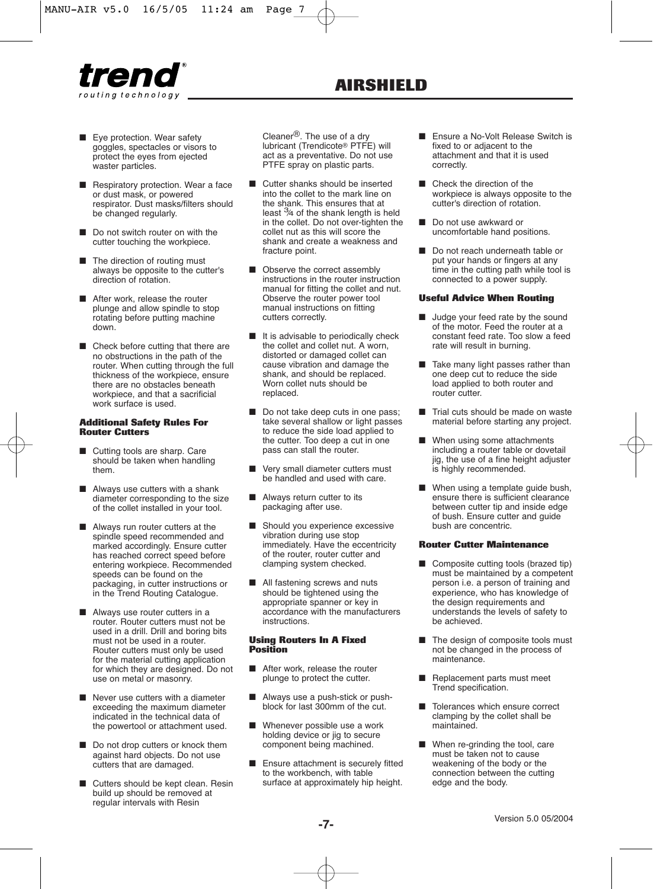- Eye protection. Wear safety goggles, spectacles or visors to protect the eyes from ejected waster particles.
- Respiratory protection. Wear a face or dust mask, or powered respirator. Dust masks/filters should be changed regularly.
- Do not switch router on with the cutter touching the workpiece.
- The direction of routing must always be opposite to the cutter's direction of rotation.
- After work, release the router plunge and allow spindle to stop rotating before putting machine down.
- Check before cutting that there are no obstructions in the path of the router. When cutting through the full thickness of the workpiece, ensure there are no obstacles beneath workpiece, and that a sacrificial work surface is used.

#### Additional Safety Rules For Router Cutters

- Cutting tools are sharp. Care should be taken when handling them.
- Always use cutters with a shank diameter corresponding to the size of the collet installed in your tool.
- Always run router cutters at the spindle speed recommended and marked accordingly. Ensure cutter has reached correct speed before entering workpiece. Recommended speeds can be found on the packaging, in cutter instructions or in the Trend Routing Catalogue.
- Always use router cutters in a router. Router cutters must not be used in a drill. Drill and boring bits must not be used in a router. Router cutters must only be used for the material cutting application for which they are designed. Do not use on metal or masonry.
- Never use cutters with a diameter exceeding the maximum diameter indicated in the technical data of the powertool or attachment used.
- Do not drop cutters or knock them against hard objects. Do not use cutters that are damaged.
- Cutters should be kept clean. Resin build up should be removed at regular intervals with Resin Cleaner®. The use of a dry lubricant (Trendicote® PTFE) will act as a preventative. Do not use PTFE spray on plastic parts.
- Cutter shanks should be inserted into the collet to the mark line on the shank. This ensures that at least ¾ of the shank length is held in the collet. Do not over-tighten the collet nut as this will score the shank and create a weakness and fracture point.
- Observe the correct assembly instructions in the router instruction manual for fitting the collet and nut. Observe the router power tool manual instructions on fitting cutters correctly.
- It is advisable to periodically check the collet and collet nut. A worn, distorted or damaged collet can cause vibration and damage the shank, and should be replaced. Worn collet nuts should be replaced.
- Do not take deep cuts in one pass; take several shallow or light passes to reduce the side load applied to the cutter. Too deep a cut in one pass can stall the router.
- Very small diameter cutters must be handled and used with care.
- Always return cutter to its packaging after use.
- Should you experience excessive vibration during use stop immediately. Have the eccentricity of the router, router cutter and clamping system checked.
- All fastening screws and nuts should be tightened using the appropriate spanner or key in accordance with the manufacturers instructions.

#### Using Routers In A Fixed Position

- After work, release the router plunge to protect the cutter.
- Always use a push-stick or push-block for last 300mm of the cut.
- Whenever possible use a work holding device or jig to secure component being machined.
- Ensure attachment is securely fitted to the workbench, with table surface at approximately hip height.
- Ensure a No-Volt Release Switch is fixed to or adjacent to the attachment and that it is used correctly.
- Check the direction of the workpiece is always opposite to the cutter's direction of rotation.
- Do not use awkward or uncomfortable hand positions.
- Do not reach underneath table or put your hands or fingers at any time in the cutting path while tool is connected to a power supply.

#### Useful Advice When Routing

- Judge your feed rate by the sound of the motor. Feed the router at a constant feed rate. Too slow a feed rate will result in burning.
- Take many light passes rather than one deep cut to reduce the side load applied to both router and router cutter.
- Trial cuts should be made on waste material before starting any project.
- When using some attachments including a router table or dovetail jig, the use of a fine height adjuster is highly recommended.
- When using a template guide bush, ensure there is sufficient clearance between cutter tip and inside edge of bush. Ensure cutter and guide bush are concentric.

#### Router Cutter Maintenance

- Composite cutting tools (brazed tip) must be maintained by a competent person i.e. a person of training and experience, who has knowledge of the design requirements and understands the levels of safety to be achieved.
- The design of composite tools must not be changed in the process of maintenance.
- Replacement parts must meet Trend specification.
- Tolerances which ensure correct clamping by the collet shall be maintained.
- When re-grinding the tool, care must be taken not to cause weakening of the body or the connection between the cutting edge and the body.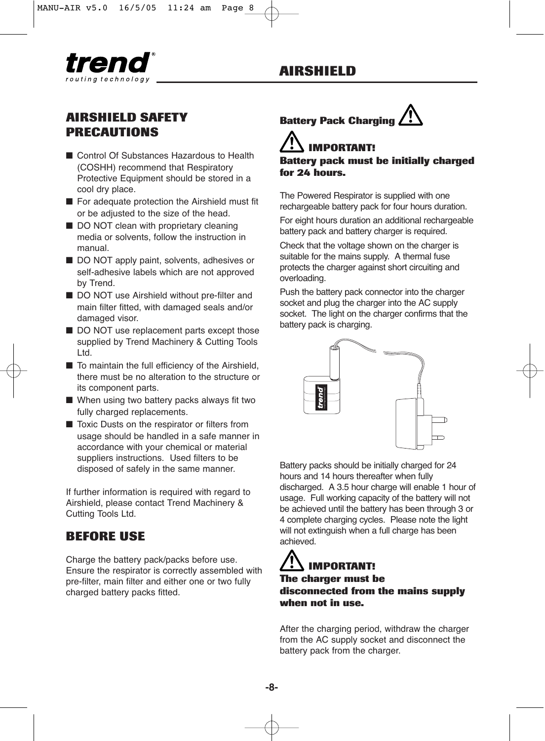# AIRSHIELD

## AIRSHIELD SAFETY PRECAUTIONS

- Control Of Substances Hazardous to Health (COSHH) recommend that Respiratory Protective Equipment should be stored in a cool dry place.
- For adequate protection the Airshield must fit or be adjusted to the size of the head.
- DO NOT clean with proprietary cleaning media or solvents, follow the instruction in manual.
- DO NOT apply paint, solvents, adhesives or self-adhesive labels which are not approved by Trend.
- DO NOT use Airshield without pre-filter and main filter fitted, with damaged seals and/or damaged visor.
- DO NOT use replacement parts except those supplied by Trend Machinery & Cutting Tools Ltd.
- To maintain the full efficiency of the Airshield, there must be no alteration to the structure or its component parts.
- When using two battery packs always fit two fully charged replacements.
- Toxic Dusts on the respirator or filters from usage should be handled in a safe manner in accordance with your chemical or material suppliers instructions. Used filters to be disposed of safely in the same manner.

If further information is required with regard to Airshield, please contact Trend Machinery & Cutting Tools Ltd.

## BEFORE USE

Charge the battery pack/packs before use. Ensure the respirator is correctly assembled with pre-filter, main filter and either one or two fully charged battery packs fitted.

### Battery Pack Charging

**IMPORTANT!**
**Battery pack must be initially charged for 24 hours.**

The Powered Respirator is supplied with one rechargeable battery pack for four hours duration.

For eight hours duration an additional rechargeable battery pack and battery charger is required.

Check that the voltage shown on the charger is suitable for the mains supply. A thermal fuse protects the charger against short circuiting and overloading.

Push the battery pack connector into the charger socket and plug the charger into the AC supply socket. The light on the charger confirms that the battery pack is charging.

Battery packs should be initially charged for 24 hours and 14 hours thereafter when fully discharged. A 3.5 hour charge will enable 1 hour of usage. Full working capacity of the battery will not be achieved until the battery has been through 3 or 4 complete charging cycles. Please note the light will not extinguish when a full charge has been achieved.

**IMPORTANT!**
**The charger must be disconnected from the mains supply when not in use.**

After the charging period, withdraw the charger from the AC supply socket and disconnect the battery pack from the charger.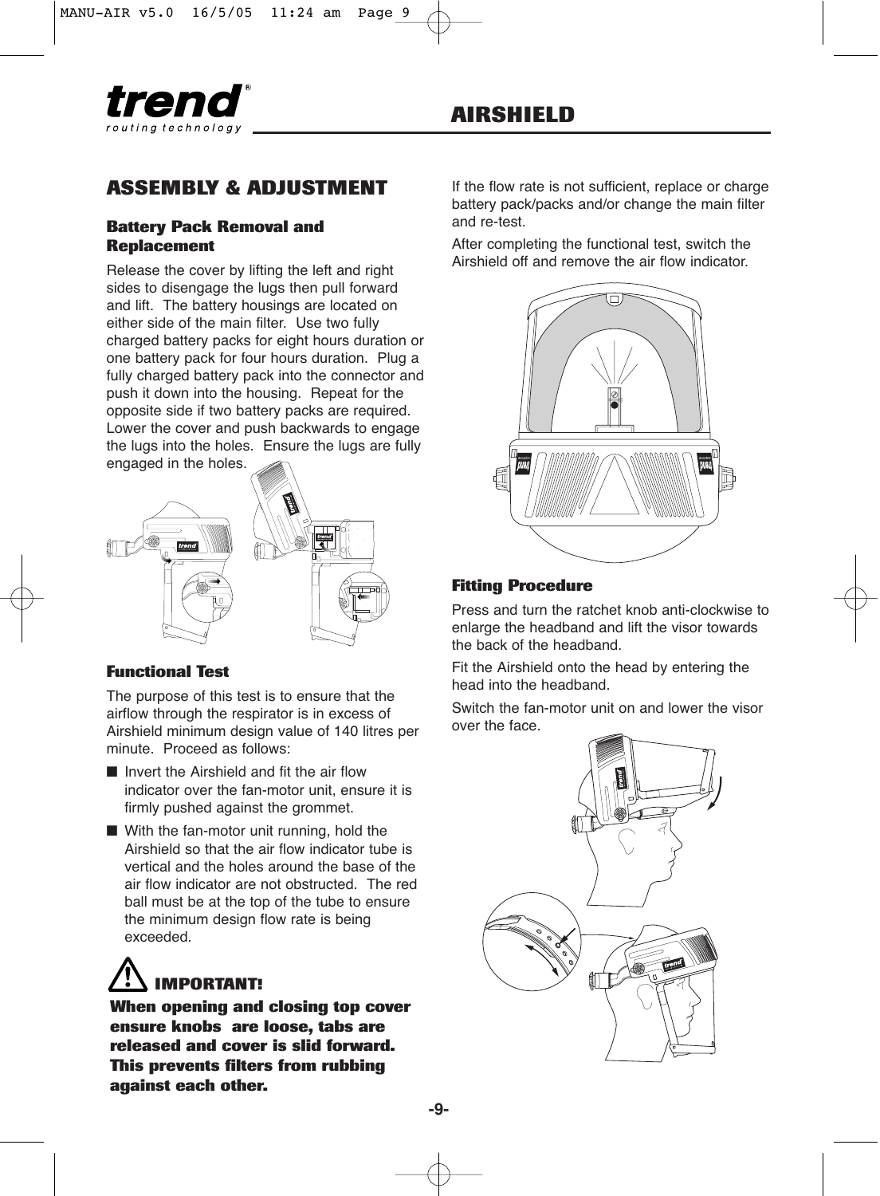# AIRSHIELD

## ASSEMBLY & ADJUSTMENT

### Battery Pack Removal and Replacement

Release the cover by lifting the left and right sides to disengage the lugs then pull forward and lift. The battery housings are located on either side of the main filter. Use two fully charged battery packs for eight hours duration or one battery pack for four hours duration. Plug a fully charged battery pack into the connector and push it down into the housing. Repeat for the opposite side if two battery packs are required. Lower the cover and push backwards to engage the lugs into the holes. Ensure the lugs are fully engaged in the holes.

### Functional Test

The purpose of this test is to ensure that the airflow through the respirator is in excess of Airshield minimum design value of 140 litres per minute. Proceed as follows:

- Invert the Airshield and fit the air flow indicator over the fan-motor unit, ensure it is firmly pushed against the grommet.
- With the fan-motor unit running, hold the Airshield so that the air flow indicator tube is vertical and the holes around the base of the air flow indicator are not obstructed. The red ball must be at the top of the tube to ensure the minimum design flow rate is being exceeded.

**IMPORTANT!**

**When opening and closing top cover ensure knobs are loose, tabs are released and cover is slid forward. This prevents filters from rubbing against each other.**

If the flow rate is not sufficient, replace or charge battery pack/packs and/or change the main filter and re-test.

After completing the functional test, switch the Airshield off and remove the air flow indicator.

### Fitting Procedure

Press and turn the ratchet knob anti-clockwise to enlarge the headband and lift the visor towards the back of the headband.

Fit the Airshield onto the head by entering the head into the headband.

Switch the fan-motor unit on and lower the visor over the face.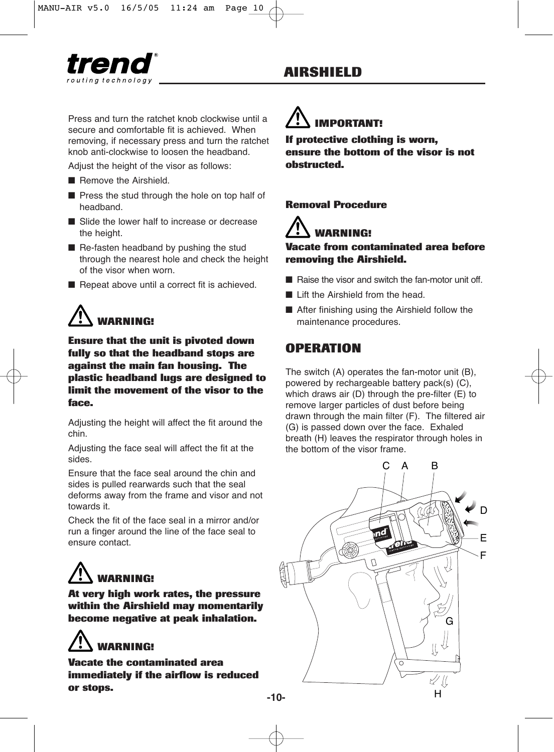Press and turn the ratchet knob clockwise until a secure and comfortable fit is achieved. When removing, if necessary press and turn the ratchet knob anti-clockwise to loosen the headband.

Adjust the height of the visor as follows:

- Remove the Airshield.
- Press the stud through the hole on top half of headband.
- Slide the lower half to increase or decrease the height.
- Re-fasten headband by pushing the stud through the nearest hole and check the height of the visor when worn.
- Repeat above until a correct fit is achieved.

**⚠ WARNING!**

**Ensure that the unit is pivoted down fully so that the headband stops are against the main fan housing. The plastic headband lugs are designed to limit the movement of the visor to the face.**

Adjusting the height will affect the fit around the chin.

Adjusting the face seal will affect the fit at the sides.

Ensure that the face seal around the chin and sides is pulled rearwards such that the seal deforms away from the frame and visor and not towards it.

Check the fit of the face seal in a mirror and/or run a finger around the line of the face seal to ensure contact.

**⚠ WARNING!**

**At very high work rates, the pressure within the Airshield may momentarily become negative at peak inhalation.**

**⚠ WARNING!**

**Vacate the contaminated area immediately if the airflow is reduced or stops.**

**⚠ IMPORTANT!**

**If protective clothing is worn, ensure the bottom of the visor is not obstructed.**

### Removal Procedure

**⚠ WARNING!**

**Vacate from contaminated area before removing the Airshield.**

- Raise the visor and switch the fan-motor unit off.
- Lift the Airshield from the head.
- After finishing using the Airshield follow the maintenance procedures.

## OPERATION

The switch (A) operates the fan-motor unit (B), powered by rechargeable battery pack(s) (C), which draws air (D) through the pre-filter (E) to remove larger particles of dust before being drawn through the main filter (F). The filtered air (G) is passed down over the face. Exhaled breath (H) leaves the respirator through holes in the bottom of the visor frame.

C A B D E F G H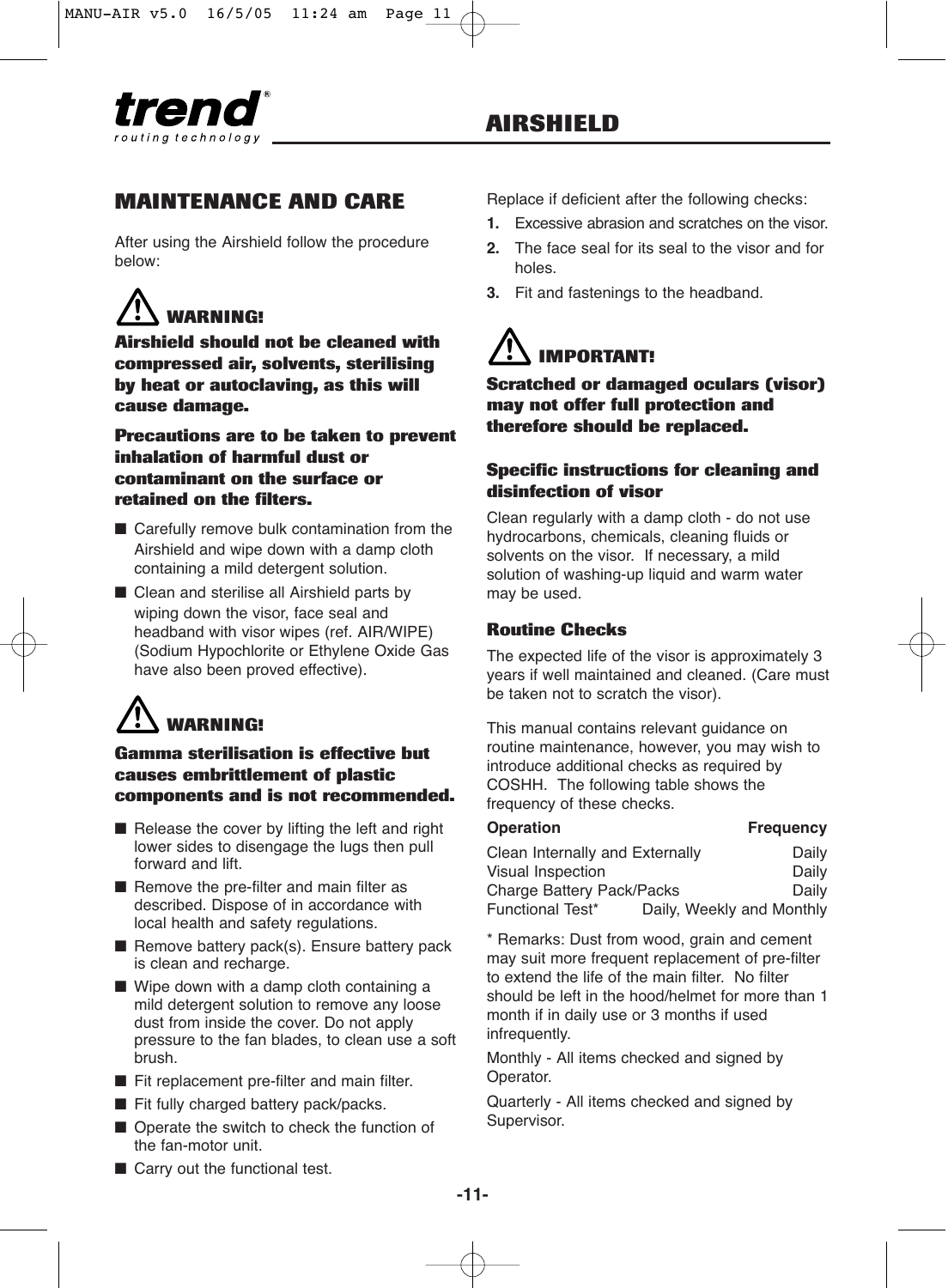## MAINTENANCE AND CARE

After using the Airshield follow the procedure below:

**WARNING!**

**Airshield should not be cleaned with compressed air, solvents, sterilising by heat or autoclaving, as this will cause damage.**

**Precautions are to be taken to prevent inhalation of harmful dust or contaminant on the surface or retained on the filters.**

- Carefully remove bulk contamination from the Airshield and wipe down with a damp cloth containing a mild detergent solution.
- Clean and sterilise all Airshield parts by wiping down the visor, face seal and headband with visor wipes (ref. AIR/WIPE) (Sodium Hypochlorite or Ethylene Oxide Gas have also been proved effective).

**WARNING!**

**Gamma sterilisation is effective but causes embrittlement of plastic components and is not recommended.**

- Release the cover by lifting the left and right lower sides to disengage the lugs then pull forward and lift.
- Remove the pre-filter and main filter as described. Dispose of in accordance with local health and safety regulations.
- Remove battery pack(s). Ensure battery pack is clean and recharge.
- Wipe down with a damp cloth containing a mild detergent solution to remove any loose dust from inside the cover. Do not apply pressure to the fan blades, to clean use a soft brush.
- Fit replacement pre-filter and main filter.
- Fit fully charged battery pack/packs.
- Operate the switch to check the function of the fan-motor unit.
- Carry out the functional test.

Replace if deficient after the following checks:

1. Excessive abrasion and scratches on the visor.
2. The face seal for its seal to the visor and for holes.
3. Fit and fastenings to the headband.

**IMPORTANT!**

**Scratched or damaged oculars (visor) may not offer full protection and therefore should be replaced.**

### Specific instructions for cleaning and disinfection of visor

Clean regularly with a damp cloth - do not use hydrocarbons, chemicals, cleaning fluids or solvents on the visor. If necessary, a mild solution of washing-up liquid and warm water may be used.

### Routine Checks

The expected life of the visor is approximately 3 years if well maintained and cleaned. (Care must be taken not to scratch the visor).

This manual contains relevant guidance on routine maintenance, however, you may wish to introduce additional checks as required by COSHH. The following table shows the frequency of these checks.

| Operation | Frequency |
|---|---|
| Clean Internally and Externally | Daily |
| Visual Inspection | Daily |
| Charge Battery Pack/Packs | Daily |
| Functional Test* | Daily, Weekly and Monthly |

* Remarks: Dust from wood, grain and cement may suit more frequent replacement of pre-filter to extend the life of the main filter. No filter should be left in the hood/helmet for more than 1 month if in daily use or 3 months if used infrequently.

Monthly - All items checked and signed by Operator.

Quarterly - All items checked and signed by Supervisor.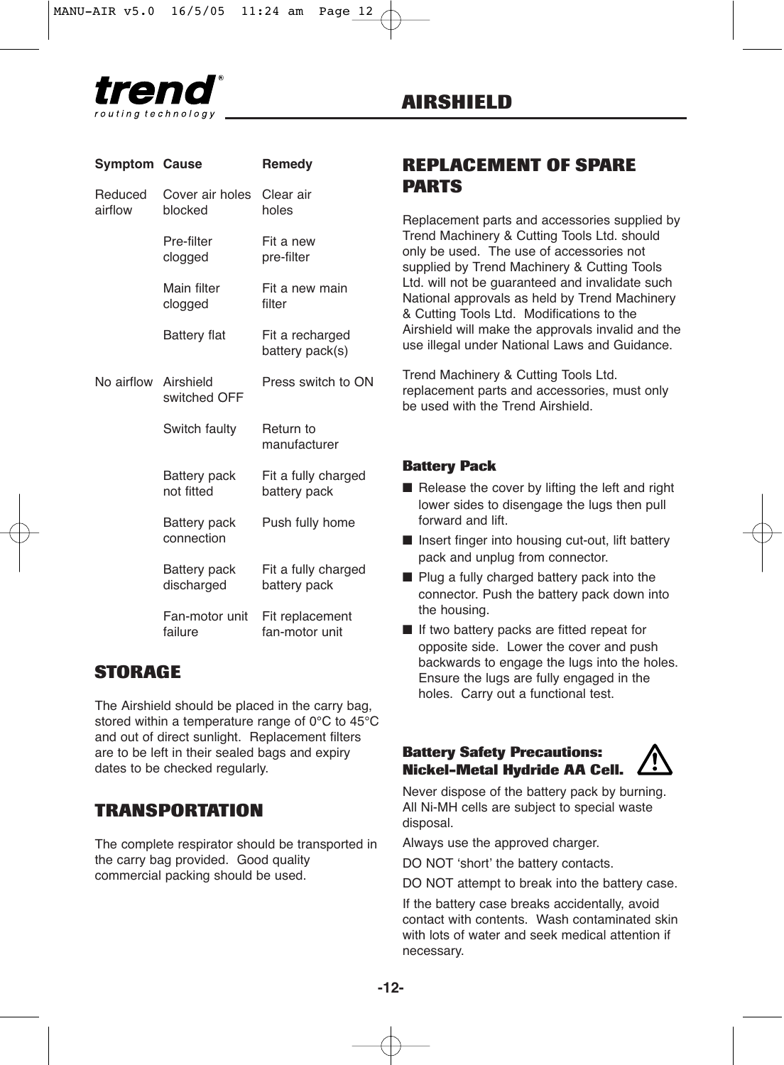| Symptom | Cause | Remedy |
| --- | --- | --- |
| Reduced airflow | Cover air holes blocked | Clear air holes |
| | Pre-filter clogged | Fit a new pre-filter |
| | Main filter clogged | Fit a new main filter |
| | Battery flat | Fit a recharged battery pack(s) |
| No airflow | Airshield switched OFF | Press switch to ON |
| | Switch faulty | Return to manufacturer |
| | Battery pack not fitted | Fit a fully charged battery pack |
| | Battery pack connection | Push fully home |
| | Battery pack discharged | Fit a fully charged battery pack |
| | Fan-motor unit failure | Fit replacement fan-motor unit |

## STORAGE

The Airshield should be placed in the carry bag, stored within a temperature range of 0°C to 45°C and out of direct sunlight. Replacement filters are to be left in their sealed bags and expiry dates to be checked regularly.

## TRANSPORTATION

The complete respirator should be transported in the carry bag provided. Good quality commercial packing should be used.

## REPLACEMENT OF SPARE PARTS

Replacement parts and accessories supplied by Trend Machinery & Cutting Tools Ltd. should only be used. The use of accessories not supplied by Trend Machinery & Cutting Tools Ltd. will not be guaranteed and invalidate such National approvals as held by Trend Machinery & Cutting Tools Ltd. Modifications to the Airshield will make the approvals invalid and the use illegal under National Laws and Guidance.

Trend Machinery & Cutting Tools Ltd. replacement parts and accessories, must only be used with the Trend Airshield.

### Battery Pack

- Release the cover by lifting the left and right lower sides to disengage the lugs then pull forward and lift.
- Insert finger into housing cut-out, lift battery pack and unplug from connector.
- Plug a fully charged battery pack into the connector. Push the battery pack down into the housing.
- If two battery packs are fitted repeat for opposite side. Lower the cover and push backwards to engage the lugs into the holes. Ensure the lugs are fully engaged in the holes. Carry out a functional test.

### Battery Safety Precautions: Nickel-Metal Hydride AA Cell.

Never dispose of the battery pack by burning. All Ni-MH cells are subject to special waste disposal.

Always use the approved charger.

DO NOT 'short' the battery contacts.

DO NOT attempt to break into the battery case.

If the battery case breaks accidentally, avoid contact with contents. Wash contaminated skin with lots of water and seek medical attention if necessary.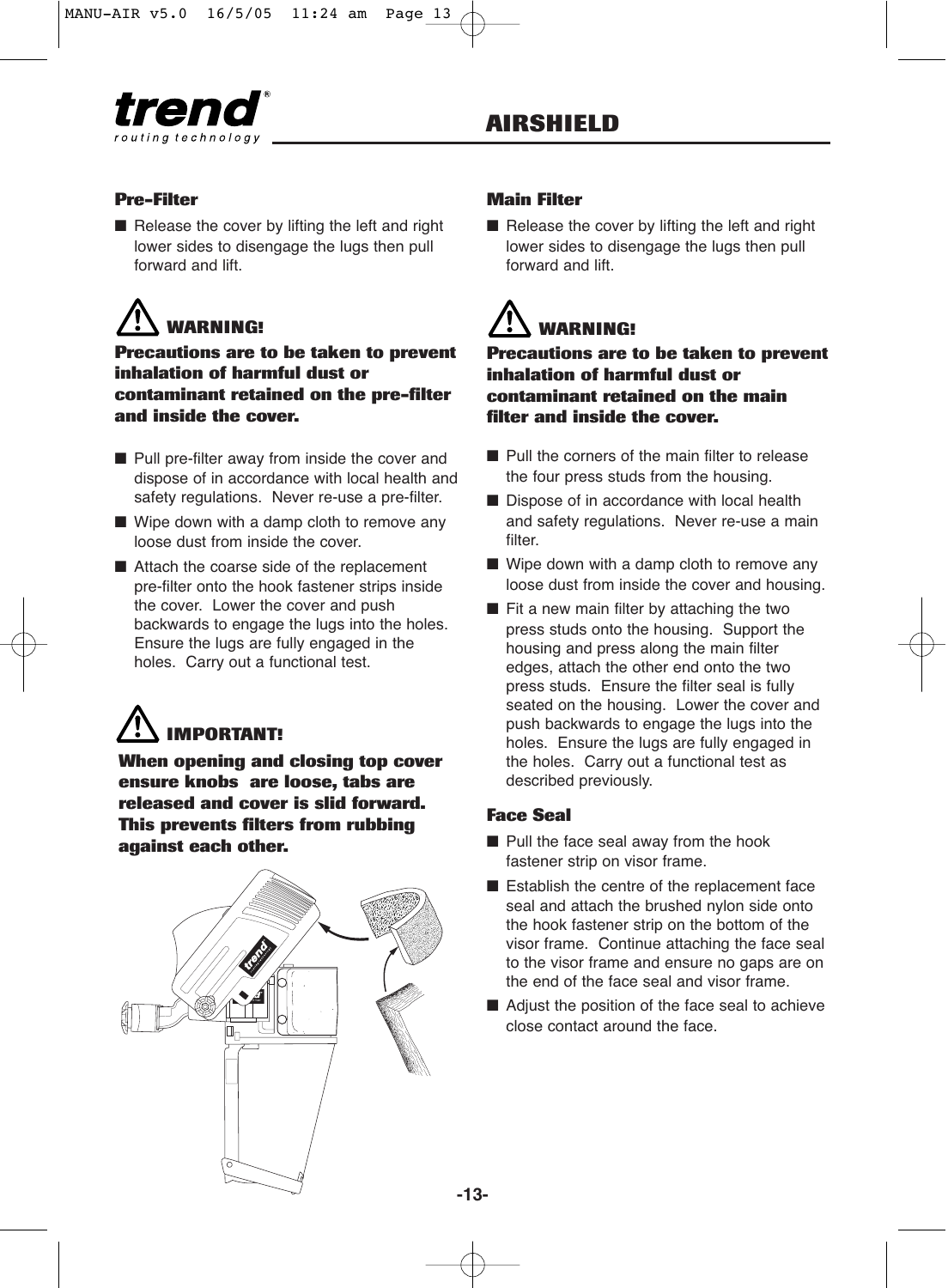## Pre-Filter

- Release the cover by lifting the left and right lower sides to disengage the lugs then pull forward and lift.

**WARNING!**

**Precautions are to be taken to prevent inhalation of harmful dust or contaminant retained on the pre-filter and inside the cover.**

- Pull pre-filter away from inside the cover and dispose of in accordance with local health and safety regulations. Never re-use a pre-filter.
- Wipe down with a damp cloth to remove any loose dust from inside the cover.
- Attach the coarse side of the replacement pre-filter onto the hook fastener strips inside the cover. Lower the cover and push backwards to engage the lugs into the holes. Ensure the lugs are fully engaged in the holes. Carry out a functional test.

**IMPORTANT!**

**When opening and closing top cover ensure knobs are loose, tabs are released and cover is slid forward. This prevents filters from rubbing against each other.**

## Main Filter

- Release the cover by lifting the left and right lower sides to disengage the lugs then pull forward and lift.

**WARNING!**

**Precautions are to be taken to prevent inhalation of harmful dust or contaminant retained on the main filter and inside the cover.**

- Pull the corners of the main filter to release the four press studs from the housing.
- Dispose of in accordance with local health and safety regulations. Never re-use a main filter.
- Wipe down with a damp cloth to remove any loose dust from inside the cover and housing.
- Fit a new main filter by attaching the two press studs onto the housing. Support the housing and press along the main filter edges, attach the other end onto the two press studs. Ensure the filter seal is fully seated on the housing. Lower the cover and push backwards to engage the lugs into the holes. Ensure the lugs are fully engaged in the holes. Carry out a functional test as described previously.

## Face Seal

- Pull the face seal away from the hook fastener strip on visor frame.
- Establish the centre of the replacement face seal and attach the brushed nylon side onto the hook fastener strip on the bottom of the visor frame. Continue attaching the face seal to the visor frame and ensure no gaps are on the end of the face seal and visor frame.
- Adjust the position of the face seal to achieve close contact around the face.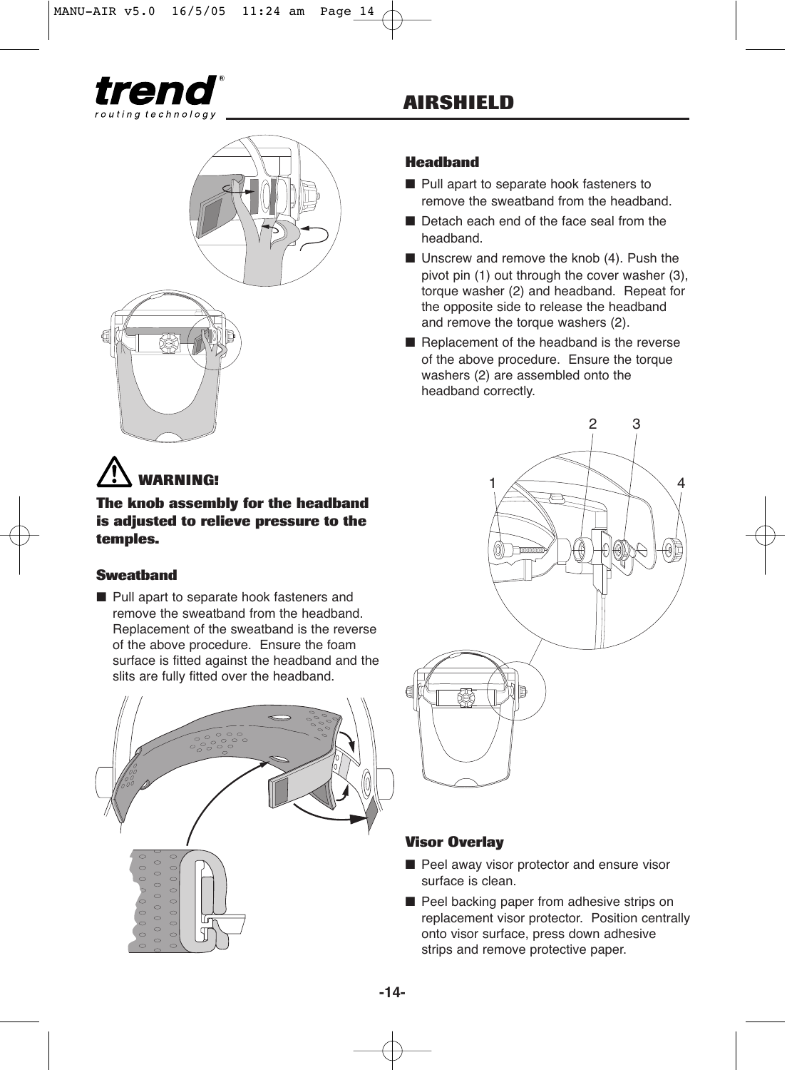# AIRSHIELD

### Headband

- Pull apart to separate hook fasteners to remove the sweatband from the headband.
- Detach each end of the face seal from the headband.
- Unscrew and remove the knob (4). Push the pivot pin (1) out through the cover washer (3), torque washer (2) and headband. Repeat for the opposite side to release the headband and remove the torque washers (2).
- Replacement of the headband is the reverse of the above procedure. Ensure the torque washers (2) are assembled onto the headband correctly.

### ⚠ WARNING!

**The knob assembly for the headband is adjusted to relieve pressure to the temples.**

### Sweatband

- Pull apart to separate hook fasteners and remove the sweatband from the headband. Replacement of the sweatband is the reverse of the above procedure. Ensure the foam surface is fitted against the headband and the slits are fully fitted over the headband.

### Visor Overlay

- Peel away visor protector and ensure visor surface is clean.
- Peel backing paper from adhesive strips on replacement visor protector. Position centrally onto visor surface, press down adhesive strips and remove protective paper.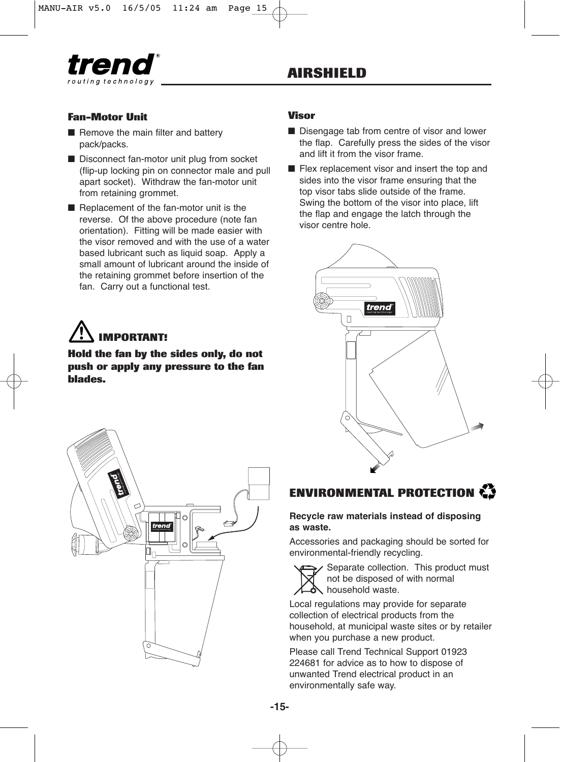## AIRSHIELD

### Fan-Motor Unit

- Remove the main filter and battery pack/packs.
- Disconnect fan-motor unit plug from socket (flip-up locking pin on connector male and pull apart socket). Withdraw the fan-motor unit from retaining grommet.
- Replacement of the fan-motor unit is the reverse. Of the above procedure (note fan orientation). Fitting will be made easier with the visor removed and with the use of a water based lubricant such as liquid soap. Apply a small amount of lubricant around the inside of the retaining grommet before insertion of the fan. Carry out a functional test.

**IMPORTANT!**

**Hold the fan by the sides only, do not push or apply any pressure to the fan blades.**

### Visor

- Disengage tab from centre of visor and lower the flap. Carefully press the sides of the visor and lift it from the visor frame.
- Flex replacement visor and insert the top and sides into the visor frame ensuring that the top visor tabs slide outside of the frame. Swing the bottom of the visor into place, lift the flap and engage the latch through the visor centre hole.

## ENVIRONMENTAL PROTECTION

**Recycle raw materials instead of disposing as waste.**

Accessories and packaging should be sorted for environmental-friendly recycling.

Separate collection. This product must not be disposed of with normal household waste.

Local regulations may provide for separate collection of electrical products from the household, at municipal waste sites or by retailer when you purchase a new product.

Please call Trend Technical Support 01923 224681 for advice as to how to dispose of unwanted Trend electrical product in an environmentally safe way.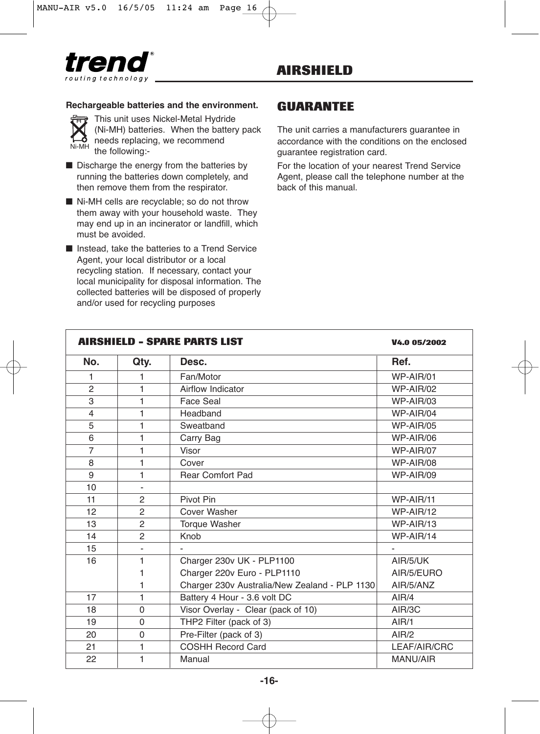## AIRSHIELD

**Rechargeable batteries and the environment.**

Ni-MH

This unit uses Nickel-Metal Hydride (Ni-MH) batteries. When the battery pack needs replacing, we recommend the following:-

- Discharge the energy from the batteries by running the batteries down completely, and then remove them from the respirator.
- Ni-MH cells are recyclable; so do not throw them away with your household waste. They may end up in an incinerator or landfill, which must be avoided.
- Instead, take the batteries to a Trend Service Agent, your local distributor or a local recycling station. If necessary, contact your local municipality for disposal information. The collected batteries will be disposed of properly and/or used for recycling purposes

## GUARANTEE

The unit carries a manufacturers guarantee in accordance with the conditions on the enclosed guarantee registration card.

For the location of your nearest Trend Service Agent, please call the telephone number at the back of this manual.

**AIRSHIELD – SPARE PARTS LIST** V4.0 05/2002

| No. | Qty. | Desc. | Ref. |
|---|---|---|---|
| 1 | 1 | Fan/Motor | WP-AIR/01 |
| 2 | 1 | Airflow Indicator | WP-AIR/02 |
| 3 | 1 | Face Seal | WP-AIR/03 |
| 4 | 1 | Headband | WP-AIR/04 |
| 5 | 1 | Sweatband | WP-AIR/05 |
| 6 | 1 | Carry Bag | WP-AIR/06 |
| 7 | 1 | Visor | WP-AIR/07 |
| 8 | 1 | Cover | WP-AIR/08 |
| 9 | 1 | Rear Comfort Pad | WP-AIR/09 |
| 10 | - | | |
| 11 | 2 | Pivot Pin | WP-AIR/11 |
| 12 | 2 | Cover Washer | WP-AIR/12 |
| 13 | 2 | Torque Washer | WP-AIR/13 |
| 14 | 2 | Knob | WP-AIR/14 |
| 15 | - | - | - |
| 16 | 1 | Charger 230v UK - PLP1100 | AIR/5/UK |
| | 1 | Charger 220v Euro - PLP1110 | AIR/5/EURO |
| | 1 | Charger 230v Australia/New Zealand - PLP 1130 | AIR/5/ANZ |
| 17 | 1 | Battery 4 Hour - 3.6 volt DC | AIR/4 |
| 18 | 0 | Visor Overlay - Clear (pack of 10) | AIR/3C |
| 19 | 0 | THP2 Filter (pack of 3) | AIR/1 |
| 20 | 0 | Pre-Filter (pack of 3) | AIR/2 |
| 21 | 1 | COSHH Record Card | LEAF/AIR/CRC |
| 22 | 1 | Manual | MANU/AIR |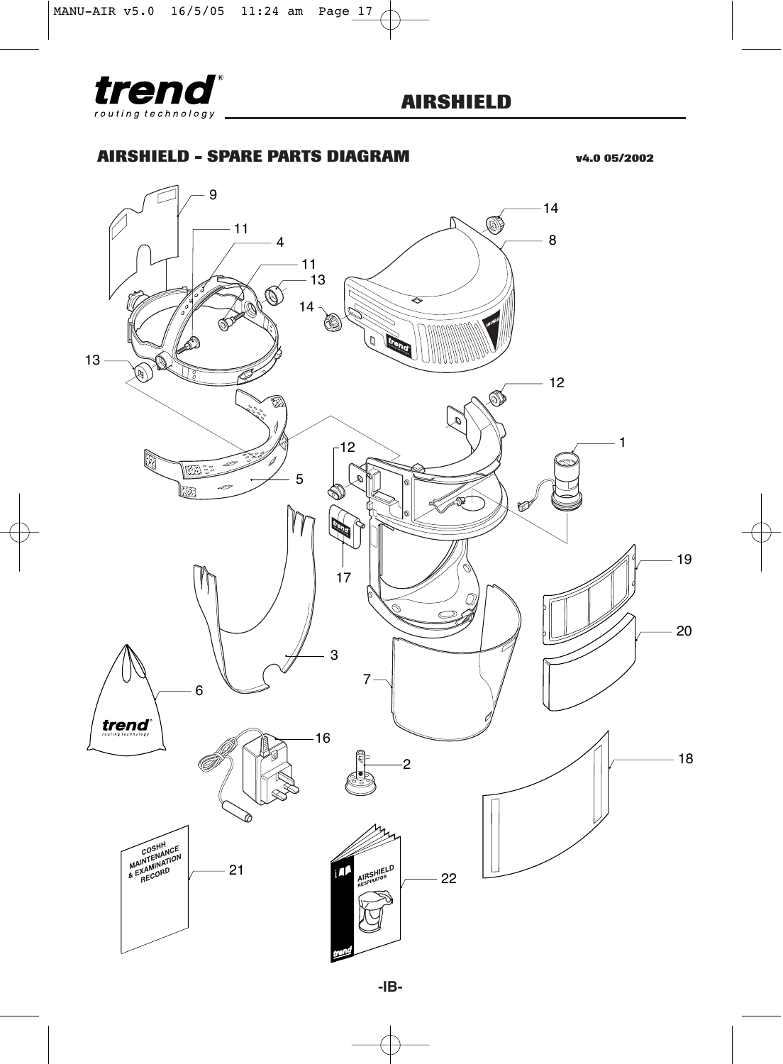# AIRSHIELD

## AIRSHIELD - SPARE PARTS DIAGRAM

v4.0 05/2002

9 11 4 11 13 14 8 14 13 12 1 12 5 17 19 3 20 7 6 16 2 18 21 22

COSHH MAINTENANCE & EXAMINATION RECORD

AIRSHIELD RESPIRATOR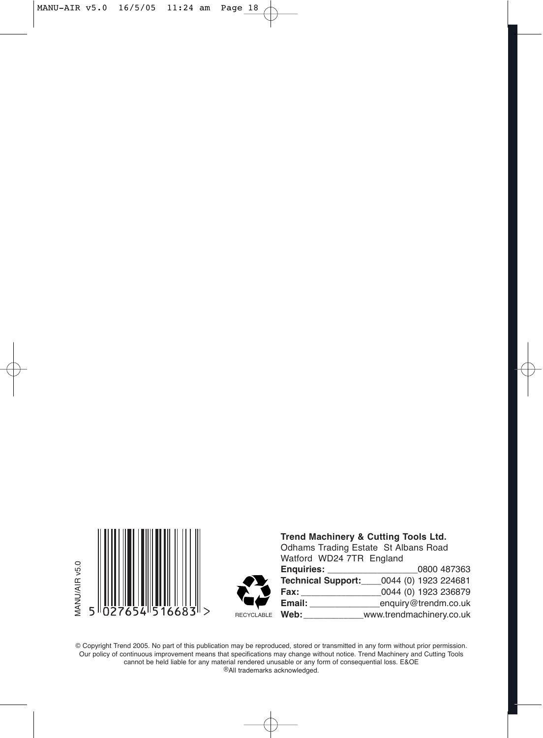MANU/AIR v5.0

5 027654 516683 >

RECYCLABLE

**Trend Machinery & Cutting Tools Ltd.**
Odhams Trading Estate St Albans Road
Watford WD24 7TR England

**Enquiries:** ________________ 0800 487363
**Technical Support:** ____ 0044 (0) 1923 224681
**Fax:** ________________ 0044 (0) 1923 236879
**Email:** ______________ enquiry@trendm.co.uk
**Web:** ____________ www.trendmachinery.co.uk

© Copyright Trend 2005. No part of this publication may be reproduced, stored or transmitted in any form without prior permission. Our policy of continuous improvement means that specifications may change without notice. Trend Machinery and Cutting Tools cannot be held liable for any material rendered unusable or any form of consequential loss. E&OE
®All trademarks acknowledged.